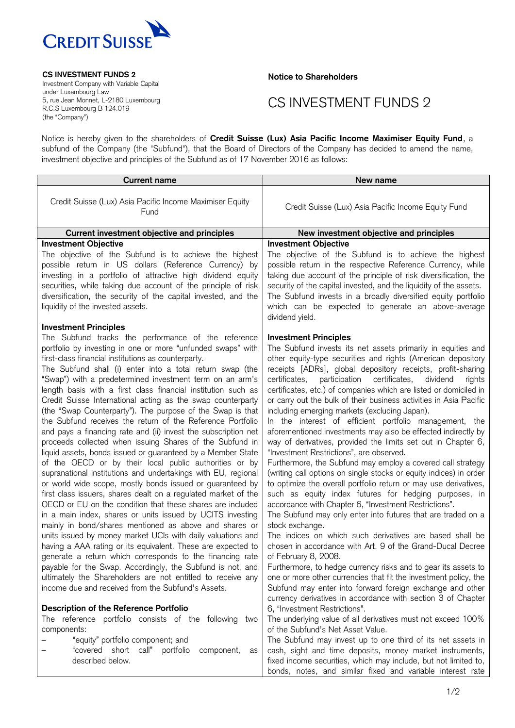**CS INVESTMENT FUNDS 2**
Investment Company with Variable Capital
under Luxembourg Law
5, rue Jean Monnet, L-2180 Luxembourg
R.C.S Luxembourg B 124.019
(the "Company")

**Notice to Shareholders**

# CS INVESTMENT FUNDS 2

Notice is hereby given to the shareholders of **Credit Suisse (Lux) Asia Pacific Income Maximiser Equity Fund**, a subfund of the Company (the "Subfund"), that the Board of Directors of the Company has decided to amend the name, investment objective and principles of the Subfund as of 17 November 2016 as follows:

| Current name | New name |
|---|---|
| Credit Suisse (Lux) Asia Pacific Income Maximiser Equity Fund | Credit Suisse (Lux) Asia Pacific Income Equity Fund |
| **Current investment objective and principles** | **New investment objective and principles** |
| **Investment Objective**<br>The objective of the Subfund is to achieve the highest possible return in US dollars (Reference Currency) by investing in a portfolio of attractive high dividend equity securities, while taking due account of the principle of risk diversification, the security of the capital invested, and the liquidity of the invested assets.<br><br>**Investment Principles**<br>The Subfund tracks the performance of the reference portfolio by investing in one or more "unfunded swaps" with first-class financial institutions as counterparty.<br>The Subfund shall (i) enter into a total return swap (the "Swap") with a predetermined investment term on an arm's length basis with a first class financial institution such as Credit Suisse International acting as the swap counterparty (the "Swap Counterparty"). The purpose of the Swap is that the Subfund receives the return of the Reference Portfolio and pays a financing rate and (ii) invest the subscription net proceeds collected when issuing Shares of the Subfund in liquid assets, bonds issued or guaranteed by a Member State of the OECD or by their local public authorities or by supranational institutions and undertakings with EU, regional or world wide scope, mostly bonds issued or guaranteed by first class issuers, shares dealt on a regulated market of the OECD or EU on the condition that these shares are included in a main index, shares or units issued by UCITS investing mainly in bond/shares mentioned as above and shares or units issued by money market UCIs with daily valuations and having a AAA rating or its equivalent. These are expected to generate a return which corresponds to the financing rate payable for the Swap. Accordingly, the Subfund is not, and ultimately the Shareholders are not entitled to receive any income due and received from the Subfund's Assets.<br><br>**Description of the Reference Portfolio**<br>The reference portfolio consists of the following two components:<br>– "equity" portfolio component; and<br>– "covered short call" portfolio component, as described below. | **Investment Objective**<br>The objective of the Subfund is to achieve the highest possible return in the respective Reference Currency, while taking due account of the principle of risk diversification, the security of the capital invested, and the liquidity of the assets. The Subfund invests in a broadly diversified equity portfolio which can be expected to generate an above-average dividend yield.<br><br>**Investment Principles**<br>The Subfund invests its net assets primarily in equities and other equity-type securities and rights (American depository receipts [ADRs], global depository receipts, profit-sharing certificates, participation certificates, dividend rights certificates, etc.) of companies which are listed or domiciled in or carry out the bulk of their business activities in Asia Pacific including emerging markets (excluding Japan).<br>In the interest of efficient portfolio management, the aforementioned investments may also be effected indirectly by way of derivatives, provided the limits set out in Chapter 6, "Investment Restrictions", are observed.<br>Furthermore, the Subfund may employ a covered call strategy (writing call options on single stocks or equity indices) in order to optimize the overall portfolio return or may use derivatives, such as equity index futures for hedging purposes, in accordance with Chapter 6, "Investment Restrictions".<br>The Subfund may only enter into futures that are traded on a stock exchange.<br>The indices on which such derivatives are based shall be chosen in accordance with Art. 9 of the Grand-Ducal Decree of February 8, 2008.<br>Furthermore, to hedge currency risks and to gear its assets to one or more other currencies that fit the investment policy, the Subfund may enter into forward foreign exchange and other currency derivatives in accordance with section 3 of Chapter 6, "Investment Restrictions".<br>The underlying value of all derivatives must not exceed 100% of the Subfund's Net Asset Value.<br>The Subfund may invest up to one third of its net assets in cash, sight and time deposits, money market instruments, fixed income securities, which may include, but not limited to, bonds, notes, and similar fixed and variable interest rate |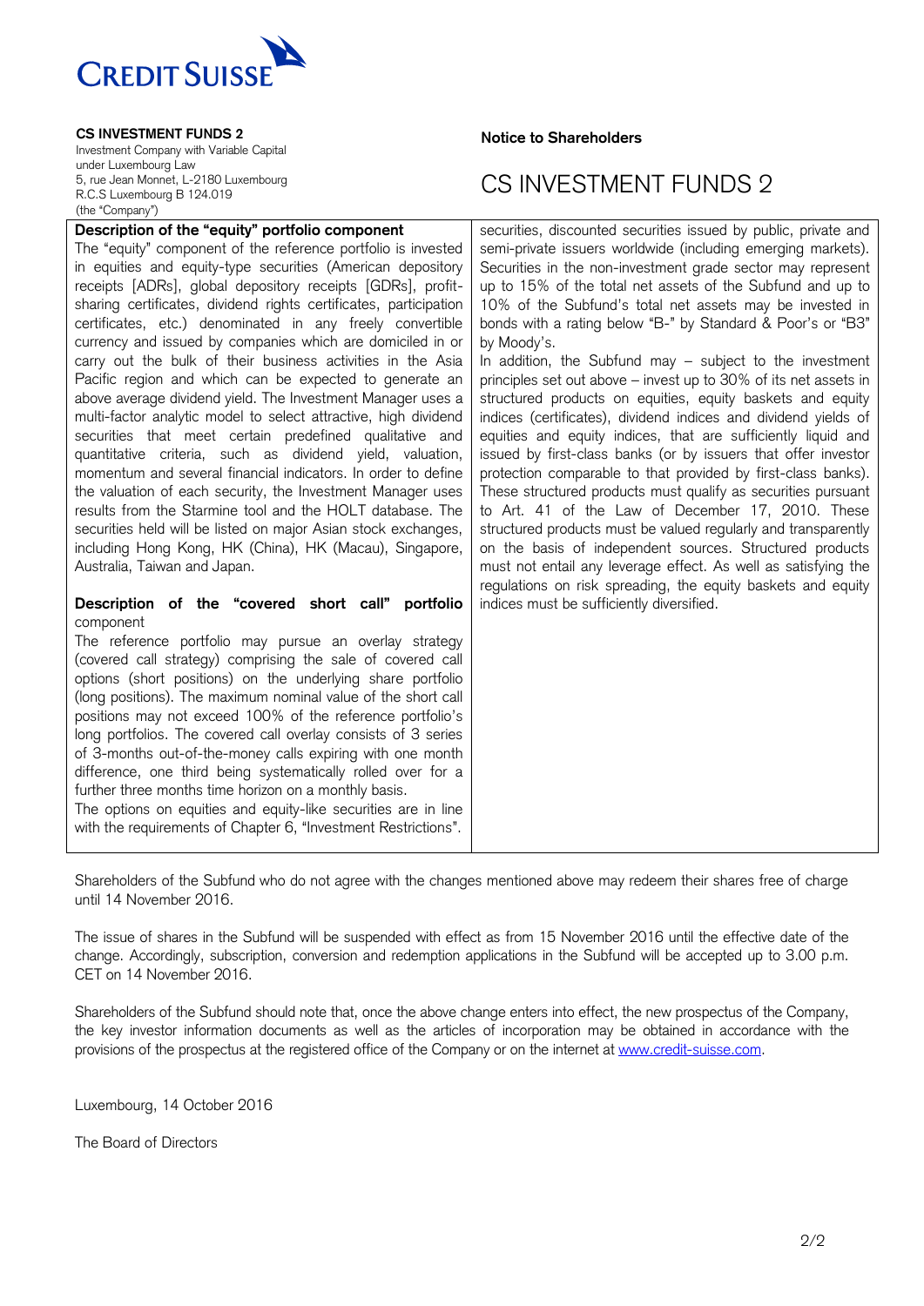**CS INVESTMENT FUNDS 2**
Investment Company with Variable Capital
under Luxembourg Law
5, rue Jean Monnet, L-2180 Luxembourg
R.C.S Luxembourg B 124.019
(the "Company")

**Notice to Shareholders**

# CS INVESTMENT FUNDS 2

**Description of the "equity" portfolio component**

The "equity" component of the reference portfolio is invested in equities and equity-type securities (American depository receipts [ADRs], global depository receipts [GDRs], profit-sharing certificates, dividend rights certificates, participation certificates, etc.) denominated in any freely convertible currency and issued by companies which are domiciled in or carry out the bulk of their business activities in the Asia Pacific region and which can be expected to generate an above average dividend yield. The Investment Manager uses a multi-factor analytic model to select attractive, high dividend securities that meet certain predefined qualitative and quantitative criteria, such as dividend yield, valuation, momentum and several financial indicators. In order to define the valuation of each security, the Investment Manager uses results from the Starmine tool and the HOLT database. The securities held will be listed on major Asian stock exchanges, including Hong Kong, HK (China), HK (Macau), Singapore, Australia, Taiwan and Japan.

**Description of the "covered short call" portfolio** component

The reference portfolio may pursue an overlay strategy (covered call strategy) comprising the sale of covered call options (short positions) on the underlying share portfolio (long positions). The maximum nominal value of the short call positions may not exceed 100% of the reference portfolio's long portfolios. The covered call overlay consists of 3 series of 3-months out-of-the-money calls expiring with one month difference, one third being systematically rolled over for a further three months time horizon on a monthly basis.

The options on equities and equity-like securities are in line with the requirements of Chapter 6, "Investment Restrictions".

securities, discounted securities issued by public, private and semi-private issuers worldwide (including emerging markets). Securities in the non-investment grade sector may represent up to 15% of the total net assets of the Subfund and up to 10% of the Subfund's total net assets may be invested in bonds with a rating below "B-" by Standard & Poor's or "B3" by Moody's.

In addition, the Subfund may – subject to the investment principles set out above – invest up to 30% of its net assets in structured products on equities, equity baskets and equity indices (certificates), dividend indices and dividend yields of equities and equity indices, that are sufficiently liquid and issued by first-class banks (or by issuers that offer investor protection comparable to that provided by first-class banks). These structured products must qualify as securities pursuant to Art. 41 of the Law of December 17, 2010. These structured products must be valued regularly and transparently on the basis of independent sources. Structured products must not entail any leverage effect. As well as satisfying the regulations on risk spreading, the equity baskets and equity indices must be sufficiently diversified.

Shareholders of the Subfund who do not agree with the changes mentioned above may redeem their shares free of charge until 14 November 2016.

The issue of shares in the Subfund will be suspended with effect as from 15 November 2016 until the effective date of the change. Accordingly, subscription, conversion and redemption applications in the Subfund will be accepted up to 3.00 p.m. CET on 14 November 2016.

Shareholders of the Subfund should note that, once the above change enters into effect, the new prospectus of the Company, the key investor information documents as well as the articles of incorporation may be obtained in accordance with the provisions of the prospectus at the registered office of the Company or on the internet at www.credit-suisse.com.

Luxembourg, 14 October 2016

The Board of Directors